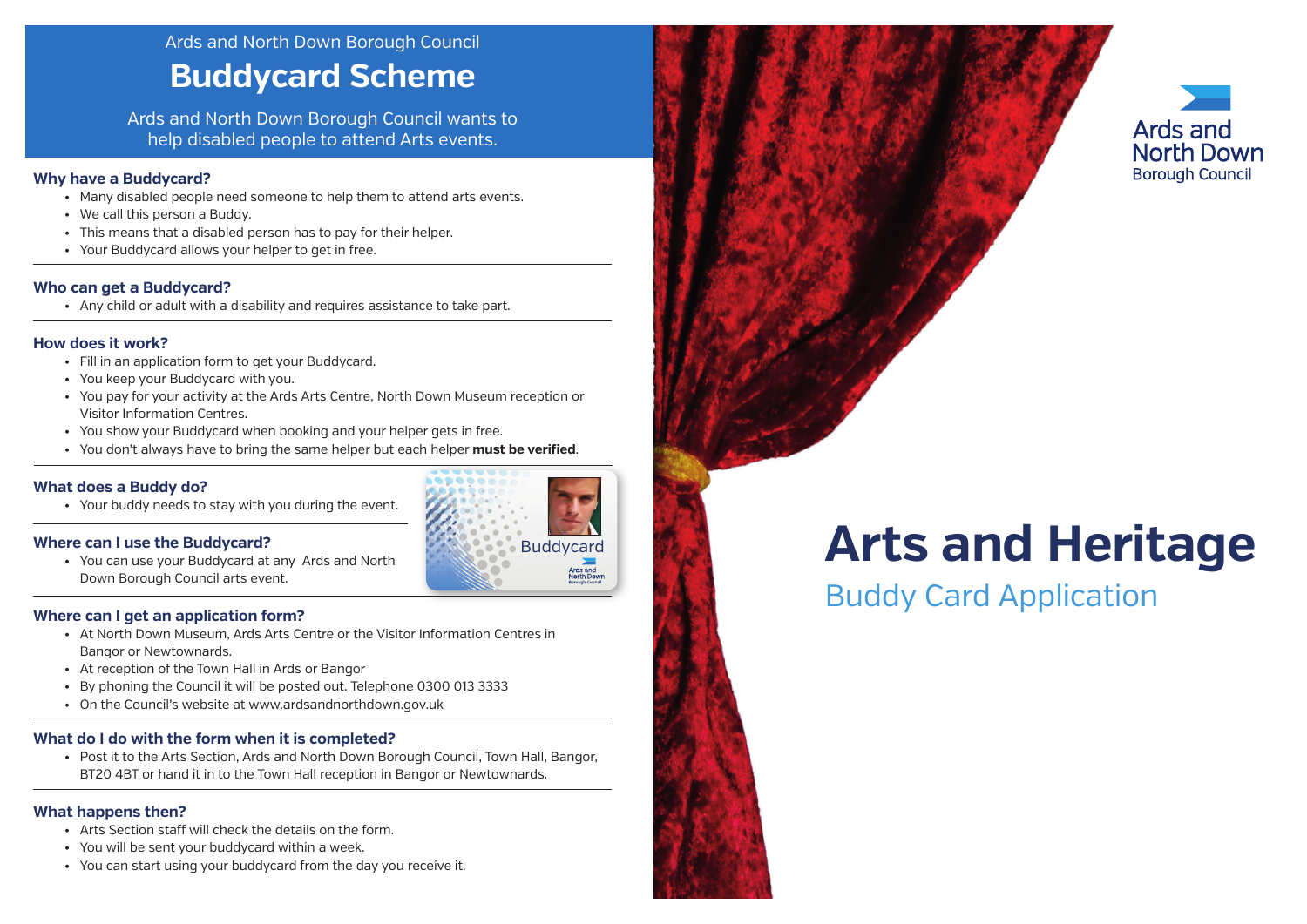Ards and North Down Borough Council

# Buddycard Scheme

Ards and North Down Borough Council wants to help disabled people to attend Arts events.

### Why have a Buddycard?

- Many disabled people need someone to help them to attend arts events.
- We call this person a Buddy.
- This means that a disabled person has to pay for their helper.
- Your Buddycard allows your helper to get in free.

### Who can get a Buddycard?

- Any child or adult with a disability and requires assistance to take part.

### How does it work?

- Fill in an application form to get your Buddycard.
- You keep your Buddycard with you.
- You pay for your activity at the Ards Arts Centre, North Down Museum reception or Visitor Information Centres.
- You show your Buddycard when booking and your helper gets in free.
- You don't always have to bring the same helper but each helper **must be verified**.

### What does a Buddy do?

- Your buddy needs to stay with you during the event.

### Where can I use the Buddycard?

- You can use your Buddycard at any Ards and North Down Borough Council arts event.

Buddycard

Ards and North Down Borough Council

### Where can I get an application form?

- At North Down Museum, Ards Arts Centre or the Visitor Information Centres in Bangor or Newtownards.
- At reception of the Town Hall in Ards or Bangor
- By phoning the Council it will be posted out. Telephone 0300 013 3333
- On the Council's website at www.ardsandnorthdown.gov.uk

### What do I do with the form when it is completed?

- Post it to the Arts Section, Ards and North Down Borough Council, Town Hall, Bangor, BT20 4BT or hand it in to the Town Hall reception in Bangor or Newtownards.

### What happens then?

- Arts Section staff will check the details on the form.
- You will be sent your buddycard within a week.
- You can start using your buddycard from the day you receive it.

Ards and North Down Borough Council

# Arts and Heritage

## Buddy Card Application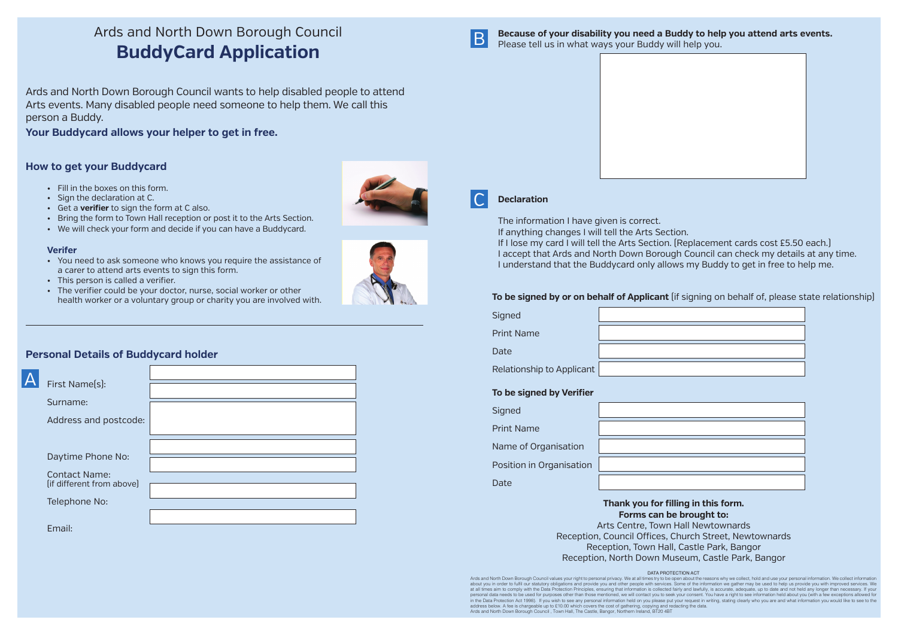# Ards and North Down Borough Council

# BuddyCard Application

Ards and North Down Borough Council wants to help disabled people to attend Arts events. Many disabled people need someone to help them. We call this person a Buddy.

**Your Buddycard allows your helper to get in free.**

## How to get your Buddycard

- Fill in the boxes on this form.
- Sign the declaration at C.
- Get a **verifier** to sign the form at C also.
- Bring the form to Town Hall reception or post it to the Arts Section.
- We will check your form and decide if you can have a Buddycard.

### Verifer

- You need to ask someone who knows you require the assistance of a carer to attend arts events to sign this form.
- This person is called a verifier.
- The verifier could be your doctor, nurse, social worker or other health worker or a voluntary group or charity you are involved with.

## Personal Details of Buddycard holder

**A**

First Name(s):

Surname:

Address and postcode:

Daytime Phone No:

Contact Name:
(if different from above)

Telephone No:

Email:

**B** **Because of your disability you need a Buddy to help you attend arts events.**
Please tell us in what ways your Buddy will help you.

**C** **Declaration**

The information I have given is correct.
If anything changes I will tell the Arts Section.
If I lose my card I will tell the Arts Section. (Replacement cards cost £5.50 each.)
I accept that Ards and North Down Borough Council can check my details at any time.
I understand that the Buddycard only allows my Buddy to get in free to help me.

**To be signed by or on behalf of Applicant** (if signing on behalf of, please state relationship)

Signed

Print Name

Date

Relationship to Applicant

**To be signed by Verifier**

Signed

Print Name

Name of Organisation

Position in Organisation

Date

**Thank you for filling in this form.**
**Forms can be brought to:**
Arts Centre, Town Hall Newtownards
Reception, Council Offices, Church Street, Newtownards
Reception, Town Hall, Castle Park, Bangor
Reception, North Down Museum, Castle Park, Bangor

DATA PROTECTION ACT

Ards and North Down Borough Council values your right to personal privacy. We at all times try to be open about the reasons why we collect, hold and use your personal information. We collect information about you in order to fulfil our statutory obligations and provide you and other people with services. Some of the information we gather may be used to help us provide you with improved services. We at all times aim to comply with the Data Protection Principles, ensuring that information is collected fairly and lawfully, is accurate, adequate, up to date and not held any longer than necessary. If your personal data needs to be used for purposes other than those mentioned, we will contact you to seek your consent. You have a right to see information held about you (with a few exceptions allowed for in the Data Protection Act 1998). If you wish to see any personal information held on you please put your request in writing, stating clearly who you are and what information you would like to see to the address below. A fee is chargeable up to £10.00 which covers the cost of gathering, copying and redacting the data.
Ards and North Down Borough Council , Town Hall, The Castle, Bangor, Northern Ireland, BT20 4BT